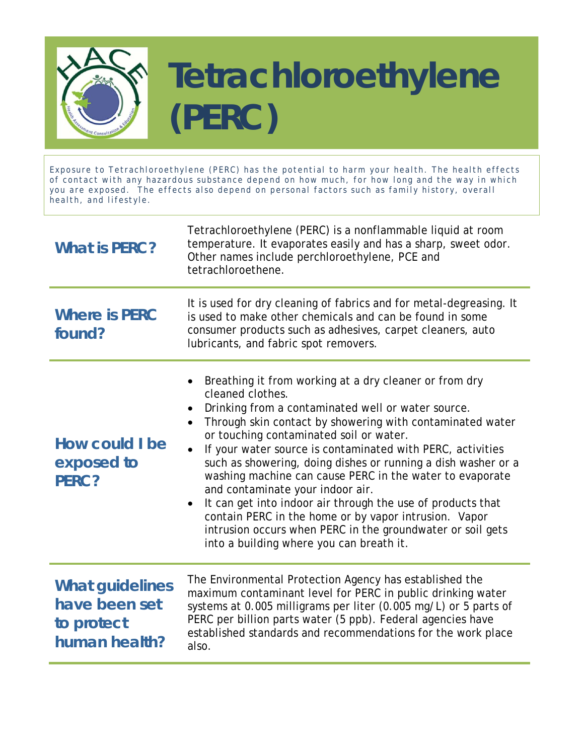# Tetrachloroethylene (PERC)

Exposure to Tetrachloroethylene (PERC) has the potential to harm your health. The health effects of contact with any hazardous substance depend on how much, for how long and the way in which you are exposed. The effects also depend on personal factors such as family history, overall health, and lifestyle.

## What is PERC?

Tetrachloroethylene (PERC) is a nonflammable liquid at room temperature. It evaporates easily and has a sharp, sweet odor. Other names include perchloroethylene, PCE and tetrachloroethene.

## Where is PERC found?

It is used for dry cleaning of fabrics and for metal-degreasing. It is used to make other chemicals and can be found in some consumer products such as adhesives, carpet cleaners, auto lubricants, and fabric spot removers.

## How could I be exposed to PERC?

- Breathing it from working at a dry cleaner or from dry cleaned clothes.
- Drinking from a contaminated well or water source.
- Through skin contact by showering with contaminated water or touching contaminated soil or water.
- If your water source is contaminated with PERC, activities such as showering, doing dishes or running a dish washer or a washing machine can cause PERC in the water to evaporate and contaminate your indoor air.
- It can get into indoor air through the use of products that contain PERC in the home or by vapor intrusion. Vapor intrusion occurs when PERC in the groundwater or soil gets into a building where you can breath it.

## What guidelines have been set to protect human health?

The Environmental Protection Agency has established the maximum contaminant level for PERC in public drinking water systems at 0.005 milligrams per liter (0.005 mg/L) or 5 parts of PERC per billion parts water (5 ppb). Federal agencies have established standards and recommendations for the work place also.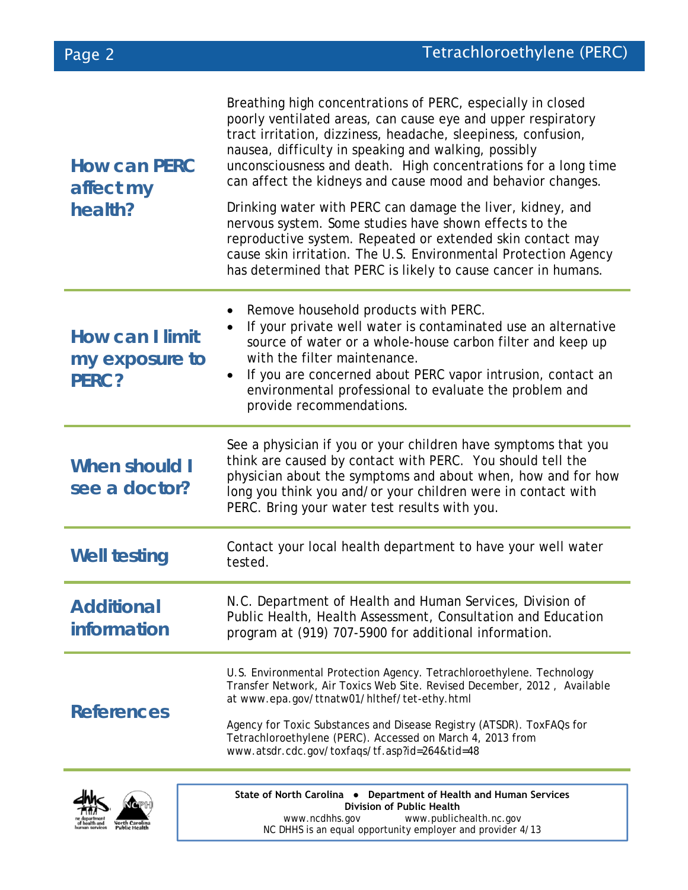## How can PERC affect my health?

Breathing high concentrations of PERC, especially in closed poorly ventilated areas, can cause eye and upper respiratory tract irritation, dizziness, headache, sleepiness, confusion, nausea, difficulty in speaking and walking, possibly unconsciousness and death. High concentrations for a long time can affect the kidneys and cause mood and behavior changes.

Drinking water with PERC can damage the liver, kidney, and nervous system. Some studies have shown effects to the reproductive system. Repeated or extended skin contact may cause skin irritation. The U.S. Environmental Protection Agency has determined that PERC is likely to cause cancer in humans.

## How can I limit my exposure to PERC?

- Remove household products with PERC.
- If your private well water is contaminated use an alternative source of water or a whole-house carbon filter and keep up with the filter maintenance.
- If you are concerned about PERC vapor intrusion, contact an environmental professional to evaluate the problem and provide recommendations.

## When should I see a doctor?

See a physician if you or your children have symptoms that you think are caused by contact with PERC. You should tell the physician about the symptoms and about when, how and for how long you think you and/or your children were in contact with PERC. Bring your water test results with you.

## Well testing

Contact your local health department to have your well water tested.

## Additional information

N.C. Department of Health and Human Services, Division of Public Health, Health Assessment, Consultation and Education program at (919) 707-5900 for additional information.

## References

U.S. Environmental Protection Agency. Tetrachloroethylene. Technology Transfer Network, Air Toxics Web Site. Revised December, 2012 , Available at www.epa.gov/ttnatw01/hlthef/tet-ethy.html

Agency for Toxic Substances and Disease Registry (ATSDR). ToxFAQs for Tetrachloroethylene (PERC). Accessed on March 4, 2013 from www.atsdr.cdc.gov/toxfaqs/tf.asp?id=264&tid=48

**State of North Carolina • Department of Health and Human Services**
**Division of Public Health**
www.ncdhhs.gov www.publichealth.nc.gov
NC DHHS is an equal opportunity employer and provider 4/13